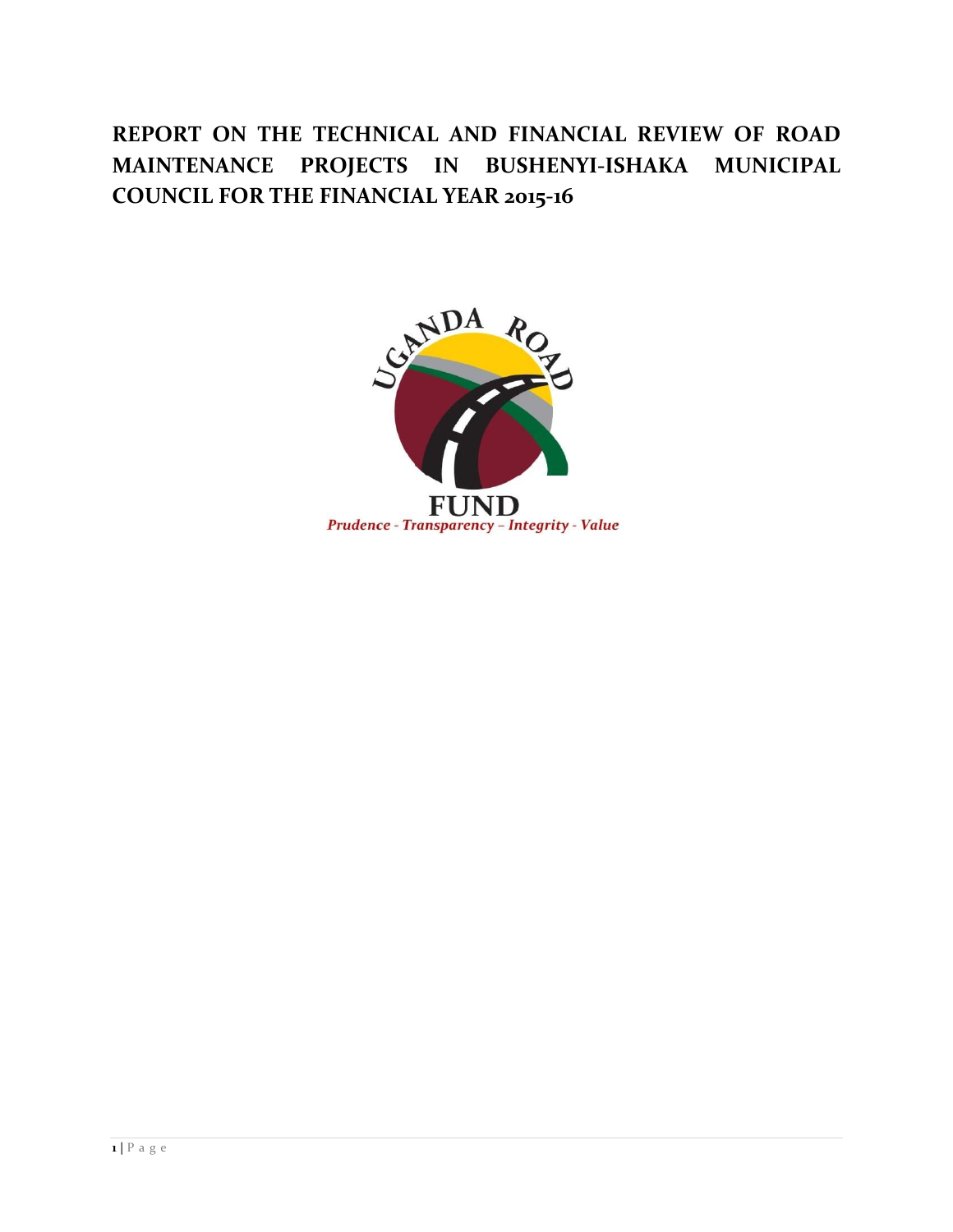# REPORT ON THE TECHNICAL AND FINANCIAL REVIEW OF ROAD MAINTENANCE PROJECTS IN BUSHENYI-ISHAKA MUNICIPAL COUNCIL FOR THE FINANCIAL YEAR 2015-16

UGANDA ROAD FUND

*Prudence - Transparency – Integrity - Value*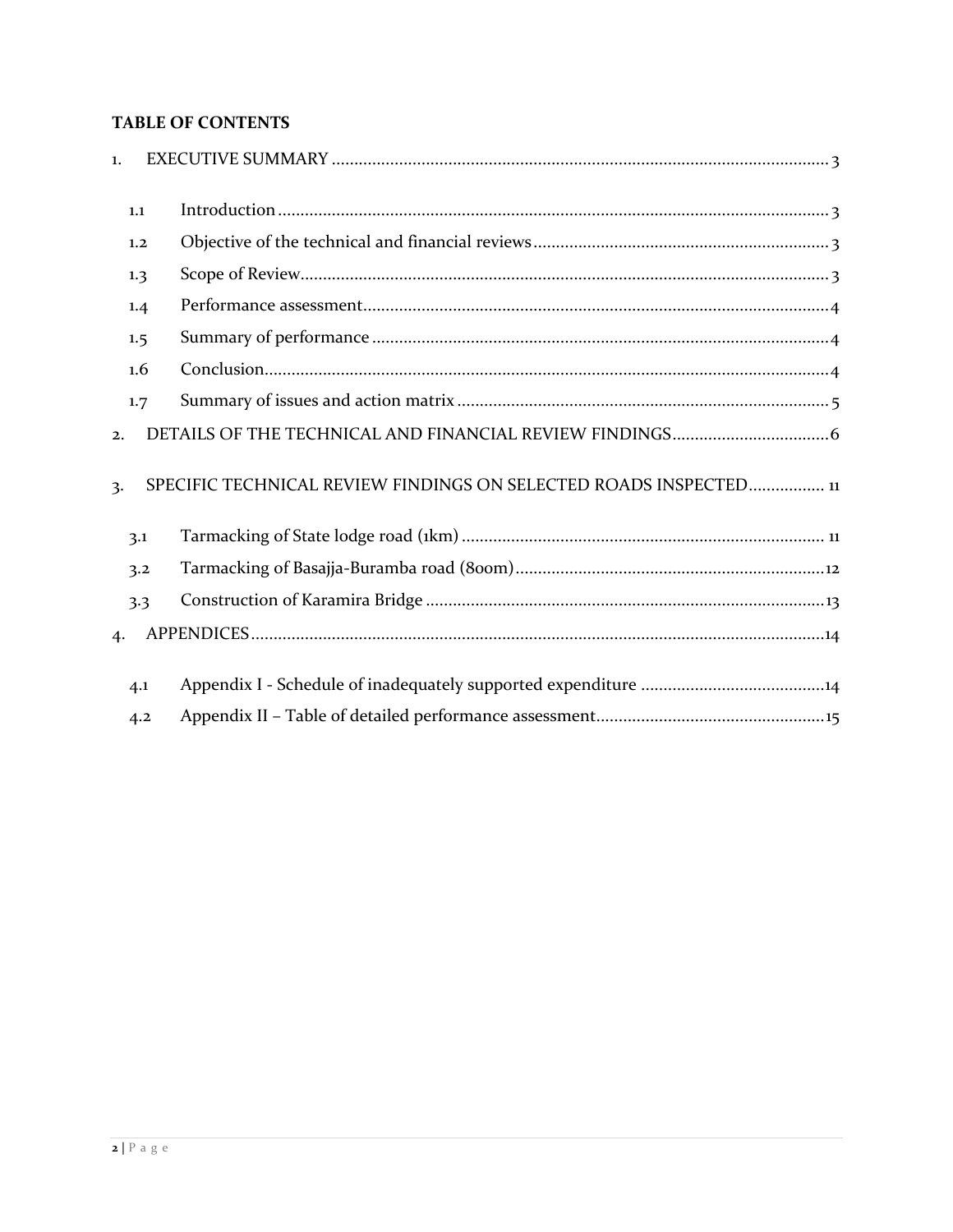**TABLE OF CONTENTS**

1. EXECUTIVE SUMMARY .......... 3
   - 1.1 Introduction .......... 3
   - 1.2 Objective of the technical and financial reviews .......... 3
   - 1.3 Scope of Review .......... 3
   - 1.4 Performance assessment .......... 4
   - 1.5 Summary of performance .......... 4
   - 1.6 Conclusion .......... 4
   - 1.7 Summary of issues and action matrix .......... 5
2. DETAILS OF THE TECHNICAL AND FINANCIAL REVIEW FINDINGS .......... 6
3. SPECIFIC TECHNICAL REVIEW FINDINGS ON SELECTED ROADS INSPECTED .......... 11
   - 3.1 Tarmacking of State lodge road (1km) .......... 11
   - 3.2 Tarmacking of Basajja-Buramba road (800m) .......... 12
   - 3.3 Construction of Karamira Bridge .......... 13
4. APPENDICES .......... 14
   - 4.1 Appendix I - Schedule of inadequately supported expenditure .......... 14
   - 4.2 Appendix II – Table of detailed performance assessment .......... 15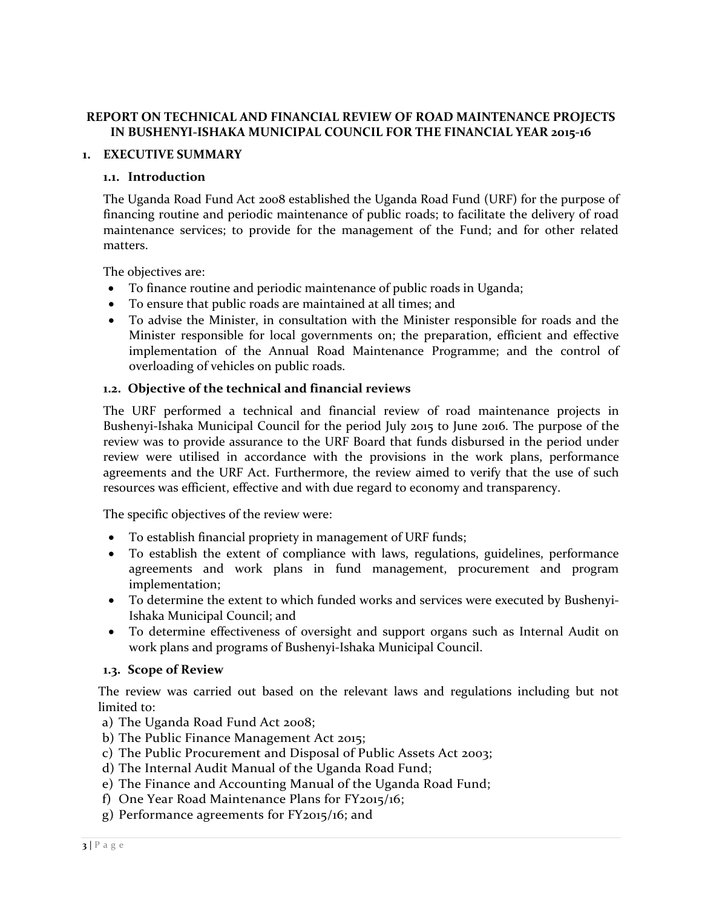# REPORT ON TECHNICAL AND FINANCIAL REVIEW OF ROAD MAINTENANCE PROJECTS IN BUSHENYI-ISHAKA MUNICIPAL COUNCIL FOR THE FINANCIAL YEAR 2015-16

## 1. EXECUTIVE SUMMARY

### 1.1. Introduction

The Uganda Road Fund Act 2008 established the Uganda Road Fund (URF) for the purpose of financing routine and periodic maintenance of public roads; to facilitate the delivery of road maintenance services; to provide for the management of the Fund; and for other related matters.

The objectives are:

- To finance routine and periodic maintenance of public roads in Uganda;
- To ensure that public roads are maintained at all times; and
- To advise the Minister, in consultation with the Minister responsible for roads and the Minister responsible for local governments on; the preparation, efficient and effective implementation of the Annual Road Maintenance Programme; and the control of overloading of vehicles on public roads.

### 1.2. Objective of the technical and financial reviews

The URF performed a technical and financial review of road maintenance projects in Bushenyi-Ishaka Municipal Council for the period July 2015 to June 2016. The purpose of the review was to provide assurance to the URF Board that funds disbursed in the period under review were utilised in accordance with the provisions in the work plans, performance agreements and the URF Act. Furthermore, the review aimed to verify that the use of such resources was efficient, effective and with due regard to economy and transparency.

The specific objectives of the review were:

- To establish financial propriety in management of URF funds;
- To establish the extent of compliance with laws, regulations, guidelines, performance agreements and work plans in fund management, procurement and program implementation;
- To determine the extent to which funded works and services were executed by Bushenyi-Ishaka Municipal Council; and
- To determine effectiveness of oversight and support organs such as Internal Audit on work plans and programs of Bushenyi-Ishaka Municipal Council.

### 1.3. Scope of Review

The review was carried out based on the relevant laws and regulations including but not limited to:

a) The Uganda Road Fund Act 2008;
b) The Public Finance Management Act 2015;
c) The Public Procurement and Disposal of Public Assets Act 2003;
d) The Internal Audit Manual of the Uganda Road Fund;
e) The Finance and Accounting Manual of the Uganda Road Fund;
f) One Year Road Maintenance Plans for FY2015/16;
g) Performance agreements for FY2015/16; and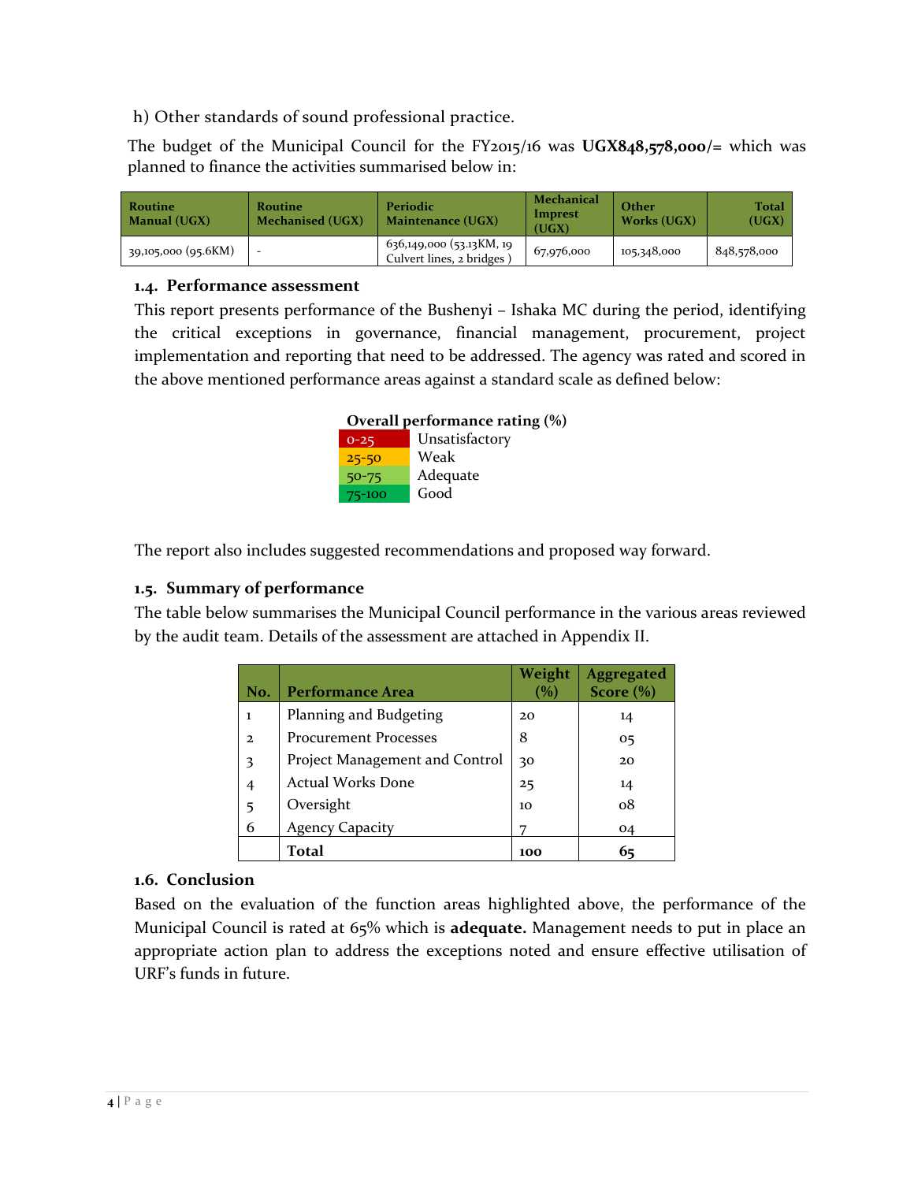h) Other standards of sound professional practice.

The budget of the Municipal Council for the FY2015/16 was **UGX848,578,000/=** which was planned to finance the activities summarised below in:

| Routine Manual (UGX) | Routine Mechanised (UGX) | Periodic Maintenance (UGX) | Mechanical Imprest (UGX) | Other Works (UGX) | Total (UGX) |
|---|---|---|---|---|---|
| 39,105,000 (95.6KM) | - | 636,149,000 (53.13KM, 19 Culvert lines, 2 bridges ) | 67,976,000 | 105,348,000 | 848,578,000 |

### 1.4. Performance assessment

This report presents performance of the Bushenyi – Ishaka MC during the period, identifying the critical exceptions in governance, financial management, procurement, project implementation and reporting that need to be addressed. The agency was rated and scored in the above mentioned performance areas against a standard scale as defined below:

**Overall performance rating (%)**

| | |
|---|---|
| 0-25 | Unsatisfactory |
| 25-50 | Weak |
| 50-75 | Adequate |
| 75-100 | Good |

The report also includes suggested recommendations and proposed way forward.

### 1.5. Summary of performance

The table below summarises the Municipal Council performance in the various areas reviewed by the audit team. Details of the assessment are attached in Appendix II.

| No. | Performance Area | Weight (%) | Aggregated Score (%) |
|---|---|---|---|
| 1 | Planning and Budgeting | 20 | 14 |
| 2 | Procurement Processes | 8 | 05 |
| 3 | Project Management and Control | 30 | 20 |
| 4 | Actual Works Done | 25 | 14 |
| 5 | Oversight | 10 | 08 |
| 6 | Agency Capacity | 7 | 04 |
| | **Total** | **100** | **65** |

### 1.6. Conclusion

Based on the evaluation of the function areas highlighted above, the performance of the Municipal Council is rated at 65% which is **adequate.** Management needs to put in place an appropriate action plan to address the exceptions noted and ensure effective utilisation of URF's funds in future.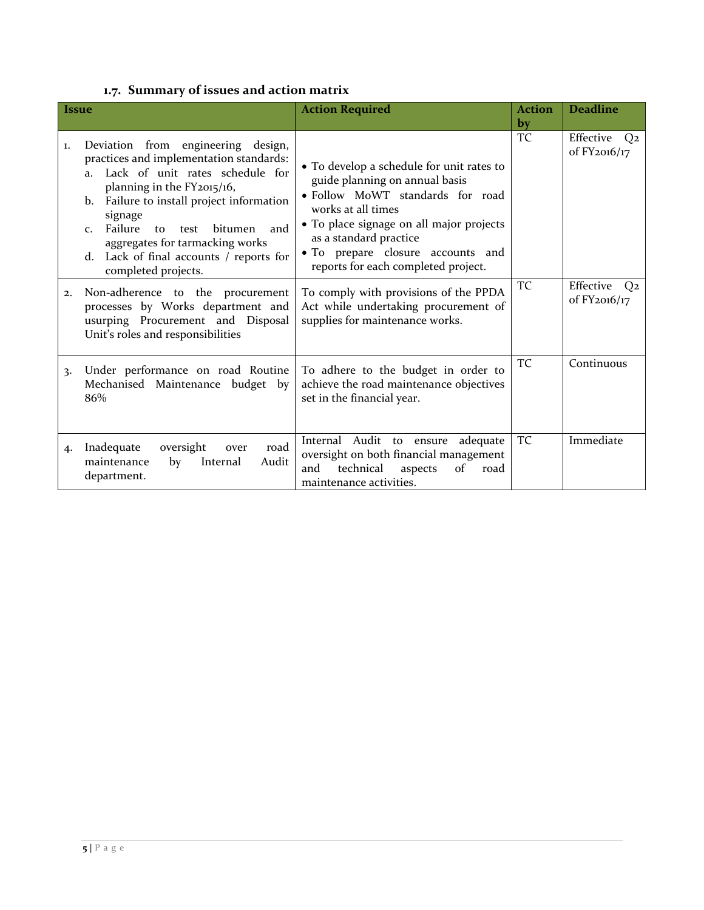### 1.7. Summary of issues and action matrix

| Issue | Action Required | Action by | Deadline |
|---|---|---|---|
| 1. Deviation from engineering design, practices and implementation standards:<br>a. Lack of unit rates schedule for planning in the FY2015/16,<br>b. Failure to install project information signage<br>c. Failure to test bitumen and aggregates for tarmacking works<br>d. Lack of final accounts / reports for completed projects. | • To develop a schedule for unit rates to guide planning on annual basis<br>• Follow MoWT standards for road works at all times<br>• To place signage on all major projects as a standard practice<br>• To prepare closure accounts and reports for each completed project. | TC | Effective Q2 of FY2016/17 |
| 2. Non-adherence to the procurement processes by Works department and usurping Procurement and Disposal Unit's roles and responsibilities | To comply with provisions of the PPDA Act while undertaking procurement of supplies for maintenance works. | TC | Effective Q2 of FY2016/17 |
| 3. Under performance on road Routine Mechanised Maintenance budget by 86% | To adhere to the budget in order to achieve the road maintenance objectives set in the financial year. | TC | Continuous |
| 4. Inadequate oversight over road maintenance by Internal Audit department. | Internal Audit to ensure adequate oversight on both financial management and technical aspects of road maintenance activities. | TC | Immediate |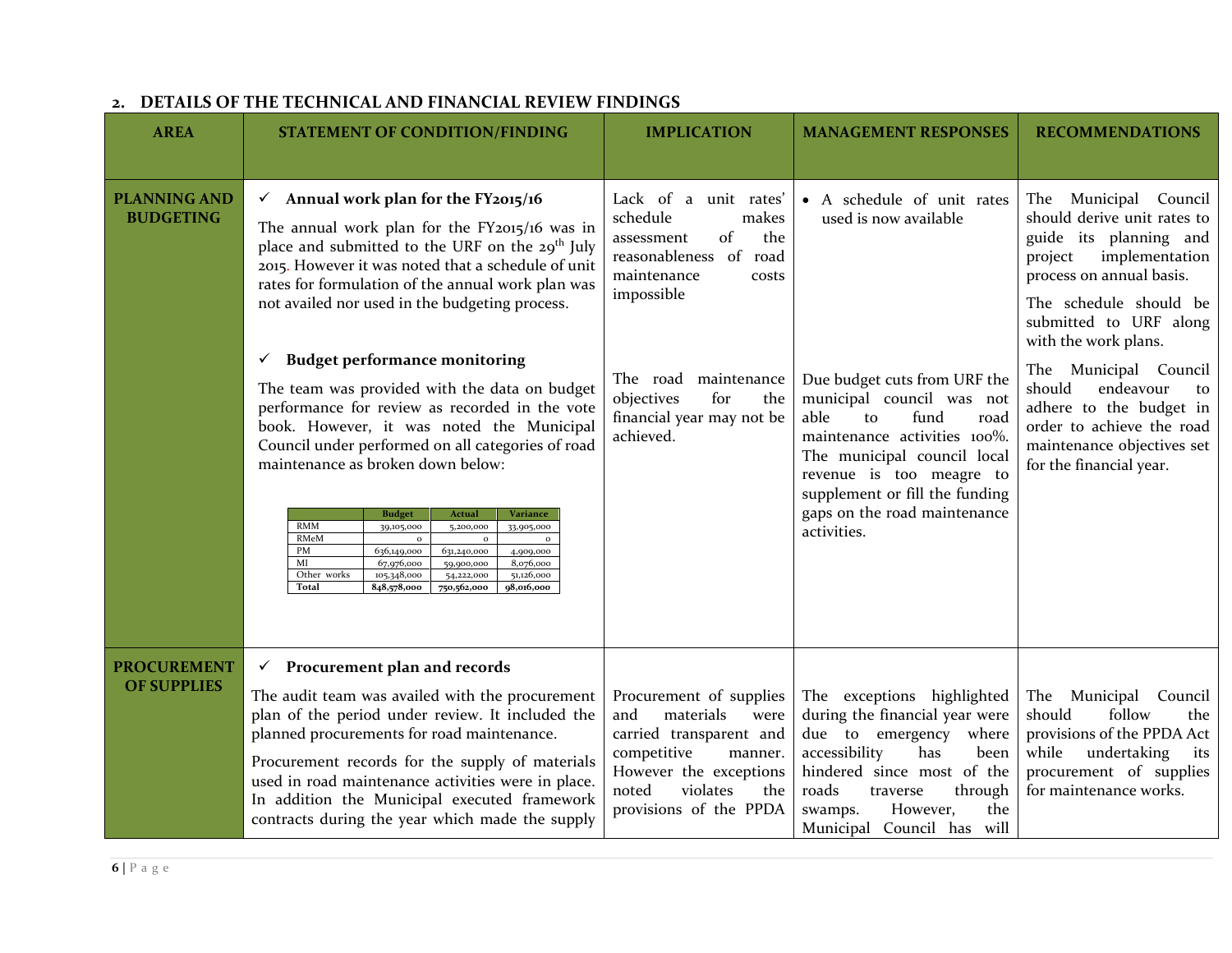## 2. DETAILS OF THE TECHNICAL AND FINANCIAL REVIEW FINDINGS

| AREA | STATEMENT OF CONDITION/FINDING | IMPLICATION | MANAGEMENT RESPONSES | RECOMMENDATIONS |
|---|---|---|---|---|
| **PLANNING AND BUDGETING** | ✓ **Annual work plan for the FY2015/16**<br><br>The annual work plan for the FY2015/16 was in place and submitted to the URF on the 29th July 2015. However it was noted that a schedule of unit rates for formulation of the annual work plan was not availed nor used in the budgeting process. | Lack of a unit rates' schedule makes assessment of the reasonableness of road maintenance costs impossible | • A schedule of unit rates used is now available | The Municipal Council should derive unit rates to guide its planning and project implementation process on annual basis.<br><br>The schedule should be submitted to URF along with the work plans. |
| | ✓ **Budget performance monitoring**<br><br>The team was provided with the data on budget performance for review as recorded in the vote book. However, it was noted the Municipal Council under performed on all categories of road maintenance as broken down below:<br><br>(see table below) | The road maintenance objectives for the financial year may not be achieved. | Due budget cuts from URF the municipal council was not able to fund road maintenance activities 100%. The municipal council local revenue is too meagre to supplement or fill the funding gaps on the road maintenance activities. | The Municipal Council should endeavour to adhere to the budget in order to achieve the road maintenance objectives set for the financial year. |
| **PROCUREMENT OF SUPPLIES** | ✓ **Procurement plan and records**<br><br>The audit team was availed with the procurement plan of the period under review. It included the planned procurements for road maintenance.<br><br>Procurement records for the supply of materials used in road maintenance activities were in place. In addition the Municipal executed framework contracts during the year which made the supply | Procurement of supplies and materials were carried transparent and competitive manner. However the exceptions noted violates the provisions of the PPDA | The exceptions highlighted during the financial year were due to emergency where accessibility has been hindered since most of the roads traverse through swamps. However, the Municipal Council has will | The Municipal Council should follow the provisions of the PPDA Act while undertaking its procurement of supplies for maintenance works. |

| | Budget | Actual | Variance |
|---|---|---|---|
| RMM | 39,105,000 | 5,200,000 | 33,905,000 |
| RMeM | 0 | 0 | 0 |
| PM | 636,149,000 | 631,240,000 | 4,909,000 |
| MI | 67,976,000 | 59,900,000 | 8,076,000 |
| Other works | 105,348,000 | 54,222,000 | 51,126,000 |
| **Total** | **848,578,000** | **750,562,000** | **98,016,000** |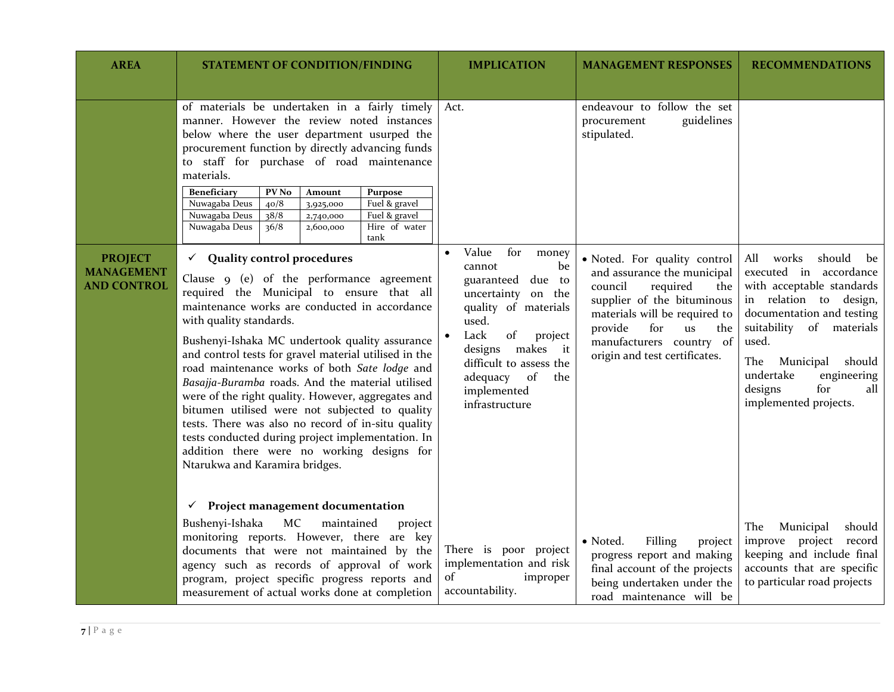| AREA | STATEMENT OF CONDITION/FINDING | IMPLICATION | MANAGEMENT RESPONSES | RECOMMENDATIONS |
|---|---|---|---|---|
| | of materials be undertaken in a fairly timely manner. However the review noted instances below where the user department usurped the procurement function by directly advancing funds to staff for purchase of road maintenance materials.<br><br>**Beneficiary** / **PV No** / **Amount** / **Purpose**<br>Nuwagaba Deus / 40/8 / 3,925,000 / Fuel & gravel<br>Nuwagaba Deus / 38/8 / 2,740,000 / Fuel & gravel<br>Nuwagaba Deus / 36/8 / 2,600,000 / Hire of water tank | Act. | endeavour to follow the set procurement guidelines stipulated. | |
| **PROJECT MANAGEMENT AND CONTROL** | ✓ **Quality control procedures**<br><br>Clause 9 (e) of the performance agreement required the Municipal to ensure that all maintenance works are conducted in accordance with quality standards.<br><br>Bushenyi-Ishaka MC undertook quality assurance and control tests for gravel material utilised in the road maintenance works of both *Sate lodge* and *Basajja-Buramba* roads. And the material utilised were of the right quality. However, aggregates and bitumen utilised were not subjected to quality tests. There was also no record of in-situ quality tests conducted during project implementation. In addition there were no working designs for Ntarukwa and Karamira bridges. | • Value for money cannot be guaranteed due to uncertainty on the quality of materials used.<br>• Lack of project designs makes it difficult to assess the adequacy of the implemented infrastructure | • Noted. For quality control and assurance the municipal council required the supplier of the bituminous materials will be required to provide for us the manufacturers country of origin and test certificates. | All works should be executed in accordance with acceptable standards in relation to design, documentation and testing suitability of materials used.<br><br>The Municipal should undertake engineering designs for all implemented projects. |
| | ✓ **Project management documentation**<br><br>Bushenyi-Ishaka MC maintained project monitoring reports. However, there are key documents that were not maintained by the agency such as records of approval of work program, project specific progress reports and measurement of actual works done at completion | There is poor project implementation and risk of improper accountability. | • Noted. Filling project progress report and making final account of the projects being undertaken under the road maintenance will be | The Municipal should improve project record keeping and include final accounts that are specific to particular road projects |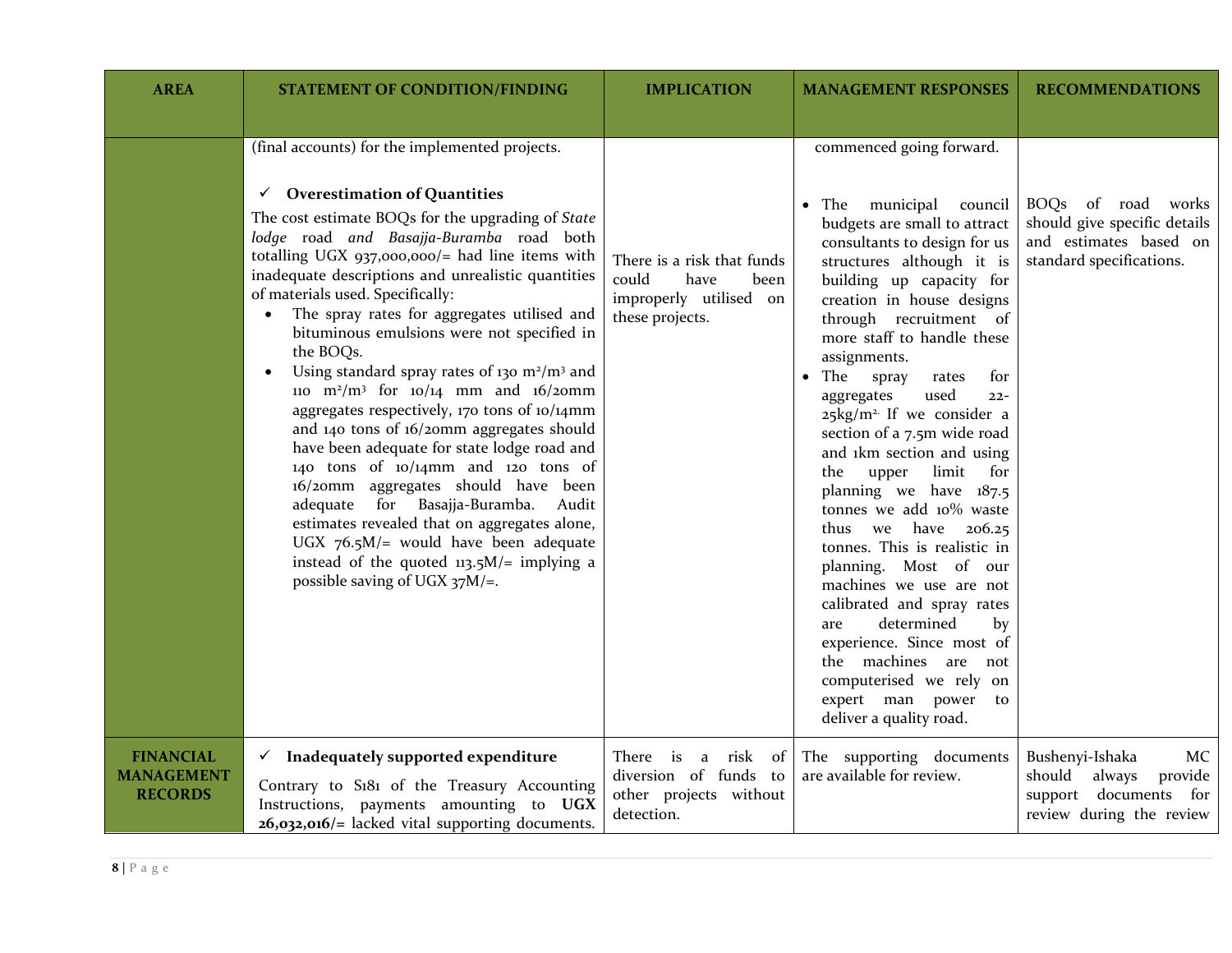| AREA | STATEMENT OF CONDITION/FINDING | IMPLICATION | MANAGEMENT RESPONSES | RECOMMENDATIONS |
|---|---|---|---|---|
| | (final accounts) for the implemented projects.<br><br>✓ **Overestimation of Quantities**<br>The cost estimate BOQs for the upgrading of *State lodge* road *and Basajja-Buramba* road both totalling UGX 937,000,000/= had line items with inadequate descriptions and unrealistic quantities of materials used. Specifically:<br>• The spray rates for aggregates utilised and bituminous emulsions were not specified in the BOQs.<br>• Using standard spray rates of 130 $m^2/m^3$ and 110 $m^2/m^3$ for 10/14 mm and 16/20mm aggregates respectively, 170 tons of 10/14mm and 140 tons of 16/20mm aggregates should have been adequate for state lodge road and 140 tons of 10/14mm and 120 tons of 16/20mm aggregates should have been adequate for Basajja-Buramba. Audit estimates revealed that on aggregates alone, UGX 76.5M/= would have been adequate instead of the quoted 113.5M/= implying a possible saving of UGX 37M/=. | There is a risk that funds could have been improperly utilised on these projects. | commenced going forward.<br><br>• The municipal council budgets are small to attract consultants to design for us structures although it is building up capacity for creation in house designs through recruitment of more staff to handle these assignments.<br>• The spray rates for aggregates used 22-25kg/$m^2$. If we consider a section of a 7.5m wide road and 1km section and using the upper limit for planning we have 187.5 tonnes we add 10% waste thus we have 206.25 tonnes. This is realistic in planning. Most of our machines we use are not calibrated and spray rates are determined by experience. Since most of the machines are not computerised we rely on expert man power to deliver a quality road. | BOQs of road works should give specific details and estimates based on standard specifications. |
| **FINANCIAL MANAGEMENT RECORDS** | ✓ **Inadequately supported expenditure**<br>Contrary to S181 of the Treasury Accounting Instructions, payments amounting to **UGX 26,032,016/=** lacked vital supporting documents. | There is a risk of diversion of funds to other projects without detection. | The supporting documents are available for review. | Bushenyi-Ishaka MC should always provide support documents for review during the review |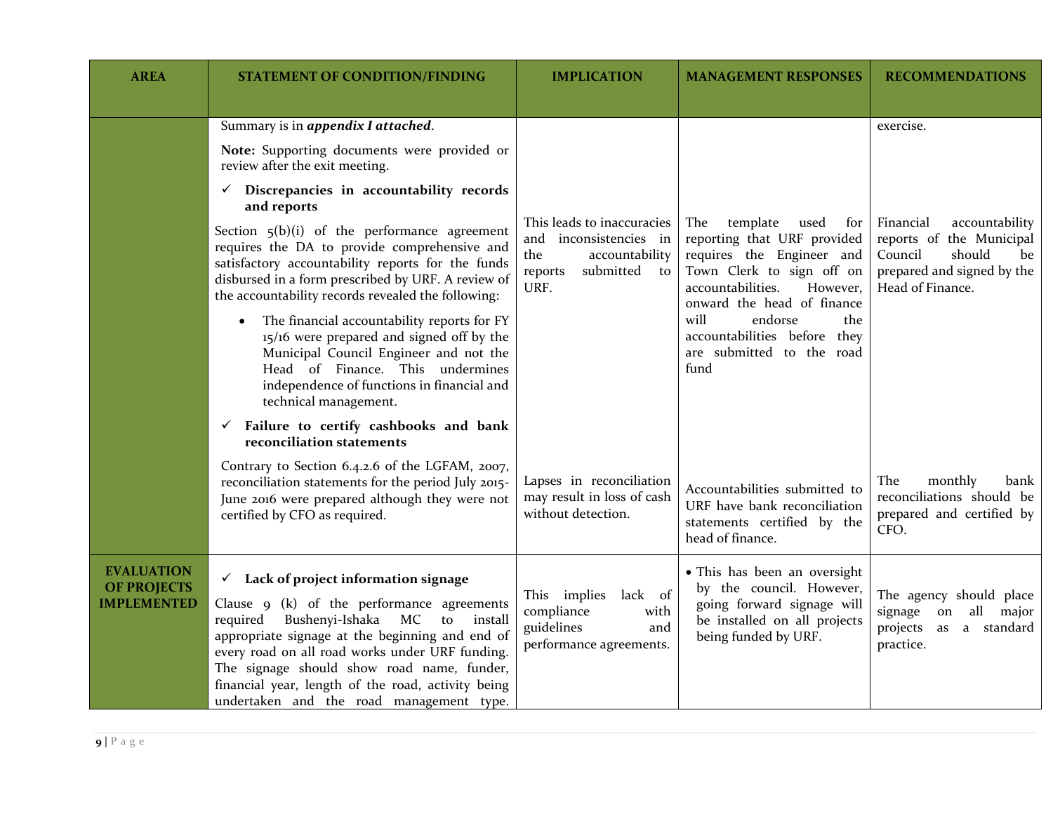| AREA | STATEMENT OF CONDITION/FINDING | IMPLICATION | MANAGEMENT RESPONSES | RECOMMENDATIONS |
|---|---|---|---|---|
| | Summary is in ***appendix I attached***.<br><br>**Note:** Supporting documents were provided or review after the exit meeting. | | | exercise. |
| | ✓ **Discrepancies in accountability records and reports**<br><br>Section 5(b)(i) of the performance agreement requires the DA to provide comprehensive and satisfactory accountability reports for the funds disbursed in a form prescribed by URF. A review of the accountability records revealed the following:<br><br>• The financial accountability reports for FY 15/16 were prepared and signed off by the Municipal Council Engineer and not the Head of Finance. This undermines independence of functions in financial and technical management. | This leads to inaccuracies and inconsistencies in the accountability reports submitted to URF. | The template used for reporting that URF provided requires the Engineer and Town Clerk to sign off on accountabilities. However, onward the head of finance will endorse the accountabilities before they are submitted to the road fund | Financial accountability reports of the Municipal Council should be prepared and signed by the Head of Finance. |
| | ✓ **Failure to certify cashbooks and bank reconciliation statements**<br><br>Contrary to Section 6.4.2.6 of the LGFAM, 2007, reconciliation statements for the period July 2015-June 2016 were prepared although they were not certified by CFO as required. | Lapses in reconciliation may result in loss of cash without detection. | Accountabilities submitted to URF have bank reconciliation statements certified by the head of finance. | The monthly bank reconciliations should be prepared and certified by CFO. |
| **EVALUATION OF PROJECTS IMPLEMENTED** | ✓ **Lack of project information signage**<br><br>Clause 9 (k) of the performance agreements required Bushenyi-Ishaka MC to install appropriate signage at the beginning and end of every road on all road works under URF funding. The signage should show road name, funder, financial year, length of the road, activity being undertaken and the road management type. | This implies lack of compliance with guidelines and performance agreements. | • This has been an oversight by the council. However, going forward signage will be installed on all projects being funded by URF. | The agency should place signage on all major projects as a standard practice. |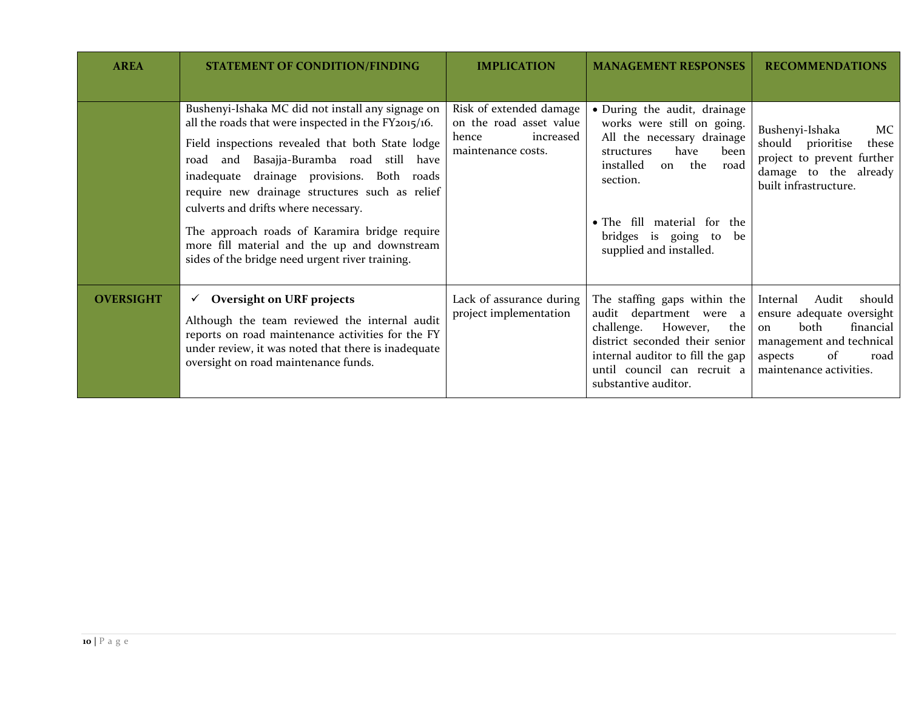| AREA | STATEMENT OF CONDITION/FINDING | IMPLICATION | MANAGEMENT RESPONSES | RECOMMENDATIONS |
|---|---|---|---|---|
| | Bushenyi-Ishaka MC did not install any signage on all the roads that were inspected in the FY2015/16.<br><br>Field inspections revealed that both State lodge road and Basajja-Buramba road still have inadequate drainage provisions. Both roads require new drainage structures such as relief culverts and drifts where necessary.<br><br>The approach roads of Karamira bridge require more fill material and the up and downstream sides of the bridge need urgent river training. | Risk of extended damage on the road asset value hence increased maintenance costs. | • During the audit, drainage works were still on going. All the necessary drainage structures have been installed on the road section.<br><br>• The fill material for the bridges is going to be supplied and installed. | Bushenyi-Ishaka MC should prioritise these project to prevent further damage to the already built infrastructure. |
| **OVERSIGHT** | ✓ **Oversight on URF projects**<br><br>Although the team reviewed the internal audit reports on road maintenance activities for the FY under review, it was noted that there is inadequate oversight on road maintenance funds. | Lack of assurance during project implementation | The staffing gaps within the audit department were a challenge. However, the district seconded their senior internal auditor to fill the gap until council can recruit a substantive auditor. | Internal Audit should ensure adequate oversight on both financial management and technical aspects of road maintenance activities. |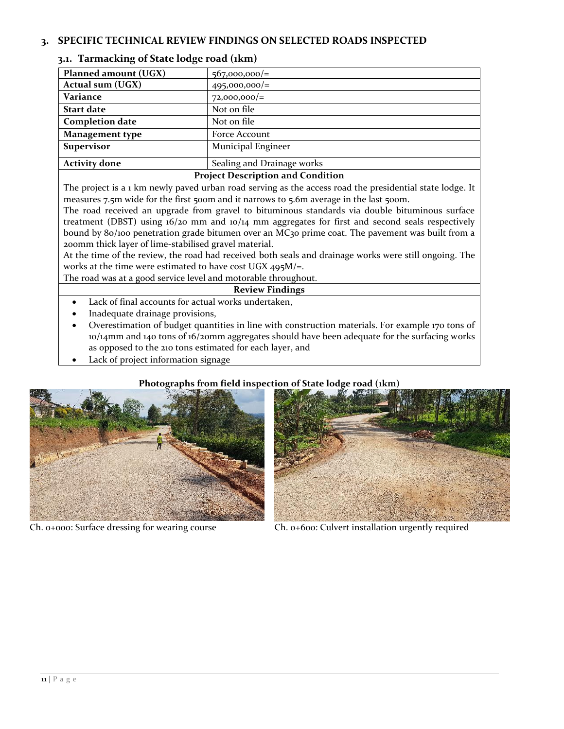## 3. SPECIFIC TECHNICAL REVIEW FINDINGS ON SELECTED ROADS INSPECTED

### 3.1. Tarmacking of State lodge road (1km)

| | |
|---|---|
| **Planned amount (UGX)** | 567,000,000/= |
| **Actual sum (UGX)** | 495,000,000/= |
| **Variance** | 72,000,000/= |
| **Start date** | Not on file |
| **Completion date** | Not on file |
| **Management type** | Force Account |
| **Supervisor** | Municipal Engineer |
| **Activity done** | Sealing and Drainage works |

**Project Description and Condition**

The project is a 1 km newly paved urban road serving as the access road the presidential state lodge. It measures 7.5m wide for the first 500m and it narrows to 5.6m average in the last 500m.

The road received an upgrade from gravel to bituminous standards via double bituminous surface treatment (DBST) using 16/20 mm and 10/14 mm aggregates for first and second seals respectively bound by 80/100 penetration grade bitumen over an MC30 prime coat. The pavement was built from a 200mm thick layer of lime-stabilised gravel material.

At the time of the review, the road had received both seals and drainage works were still ongoing. The works at the time were estimated to have cost UGX 495M/=.

The road was at a good service level and motorable throughout.

**Review Findings**

- Lack of final accounts for actual works undertaken,
- Inadequate drainage provisions,
- Overestimation of budget quantities in line with construction materials. For example 170 tons of 10/14mm and 140 tons of 16/20mm aggregates should have been adequate for the surfacing works as opposed to the 210 tons estimated for each layer, and
- Lack of project information signage

**Photographs from field inspection of State lodge road (1km)**

Ch. 0+000: Surface dressing for wearing course

Ch. 0+600: Culvert installation urgently required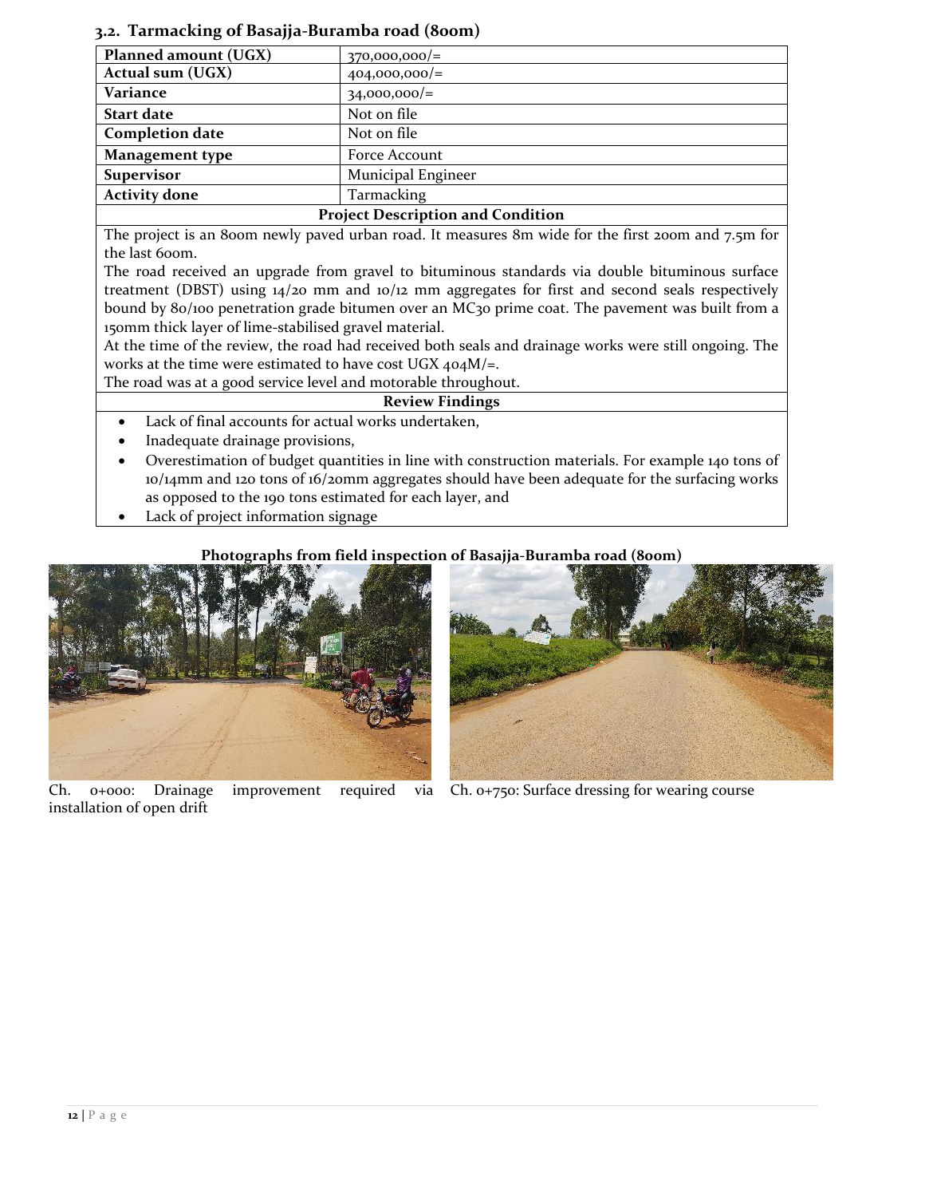### 3.2. Tarmacking of Basajja-Buramba road (800m)

| Planned amount (UGX) | 370,000,000/= |
|---|---|
| **Actual sum (UGX)** | 404,000,000/= |
| **Variance** | 34,000,000/= |
| **Start date** | Not on file |
| **Completion date** | Not on file |
| **Management type** | Force Account |
| **Supervisor** | Municipal Engineer |
| **Activity done** | Tarmacking |

**Project Description and Condition**

The project is an 800m newly paved urban road. It measures 8m wide for the first 200m and 7.5m for the last 600m.

The road received an upgrade from gravel to bituminous standards via double bituminous surface treatment (DBST) using 14/20 mm and 10/12 mm aggregates for first and second seals respectively bound by 80/100 penetration grade bitumen over an MC30 prime coat. The pavement was built from a 150mm thick layer of lime-stabilised gravel material.

At the time of the review, the road had received both seals and drainage works were still ongoing. The works at the time were estimated to have cost UGX 404M/=.

The road was at a good service level and motorable throughout.

**Review Findings**

- Lack of final accounts for actual works undertaken,
- Inadequate drainage provisions,
- Overestimation of budget quantities in line with construction materials. For example 140 tons of 10/14mm and 120 tons of 16/20mm aggregates should have been adequate for the surfacing works as opposed to the 190 tons estimated for each layer, and
- Lack of project information signage

**Photographs from field inspection of Basajja-Buramba road (800m)**

Ch. 0+000: Drainage improvement required via installation of open drift

Ch. 0+750: Surface dressing for wearing course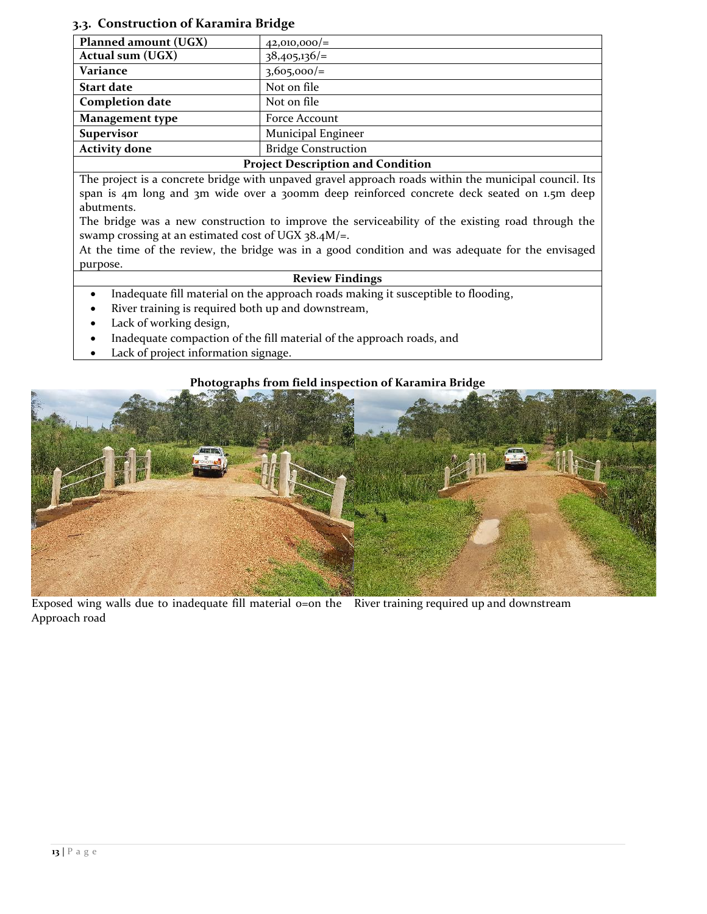### 3.3. Construction of Karamira Bridge

| Planned amount (UGX) | 42,010,000/= |
|---|---|
| Actual sum (UGX) | 38,405,136/= |
| Variance | 3,605,000/= |
| Start date | Not on file |
| Completion date | Not on file |
| Management type | Force Account |
| Supervisor | Municipal Engineer |
| Activity done | Bridge Construction |

**Project Description and Condition**

The project is a concrete bridge with unpaved gravel approach roads within the municipal council. Its span is 4m long and 3m wide over a 300mm deep reinforced concrete deck seated on 1.5m deep abutments.

The bridge was a new construction to improve the serviceability of the existing road through the swamp crossing at an estimated cost of UGX 38.4M/=.

At the time of the review, the bridge was in a good condition and was adequate for the envisaged purpose.

**Review Findings**

- Inadequate fill material on the approach roads making it susceptible to flooding,
- River training is required both up and downstream,
- Lack of working design,
- Inadequate compaction of the fill material of the approach roads, and
- Lack of project information signage.

**Photographs from field inspection of Karamira Bridge**

Exposed wing walls due to inadequate fill material o=on the Approach road

River training required up and downstream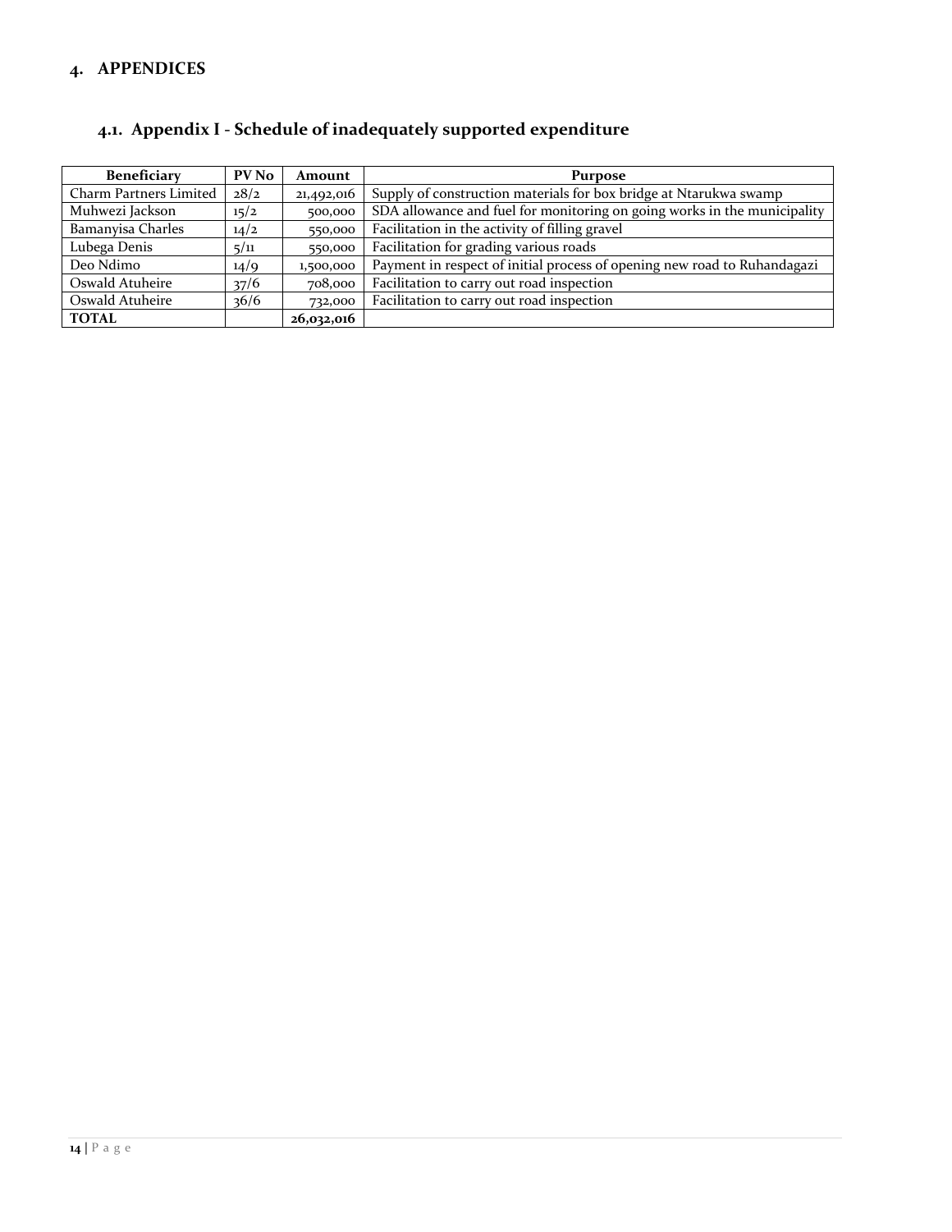# 4. APPENDICES

## 4.1. Appendix I - Schedule of inadequately supported expenditure

| Beneficiary | PV No | Amount | Purpose |
|---|---|---|---|
| Charm Partners Limited | 28/2 | 21,492,016 | Supply of construction materials for box bridge at Ntarukwa swamp |
| Muhwezi Jackson | 15/2 | 500,000 | SDA allowance and fuel for monitoring on going works in the municipality |
| Bamanyisa Charles | 14/2 | 550,000 | Facilitation in the activity of filling gravel |
| Lubega Denis | 5/11 | 550,000 | Facilitation for grading various roads |
| Deo Ndimo | 14/9 | 1,500,000 | Payment in respect of initial process of opening new road to Ruhandagazi |
| Oswald Atuheire | 37/6 | 708,000 | Facilitation to carry out road inspection |
| Oswald Atuheire | 36/6 | 732,000 | Facilitation to carry out road inspection |
| **TOTAL** | | **26,032,016** | |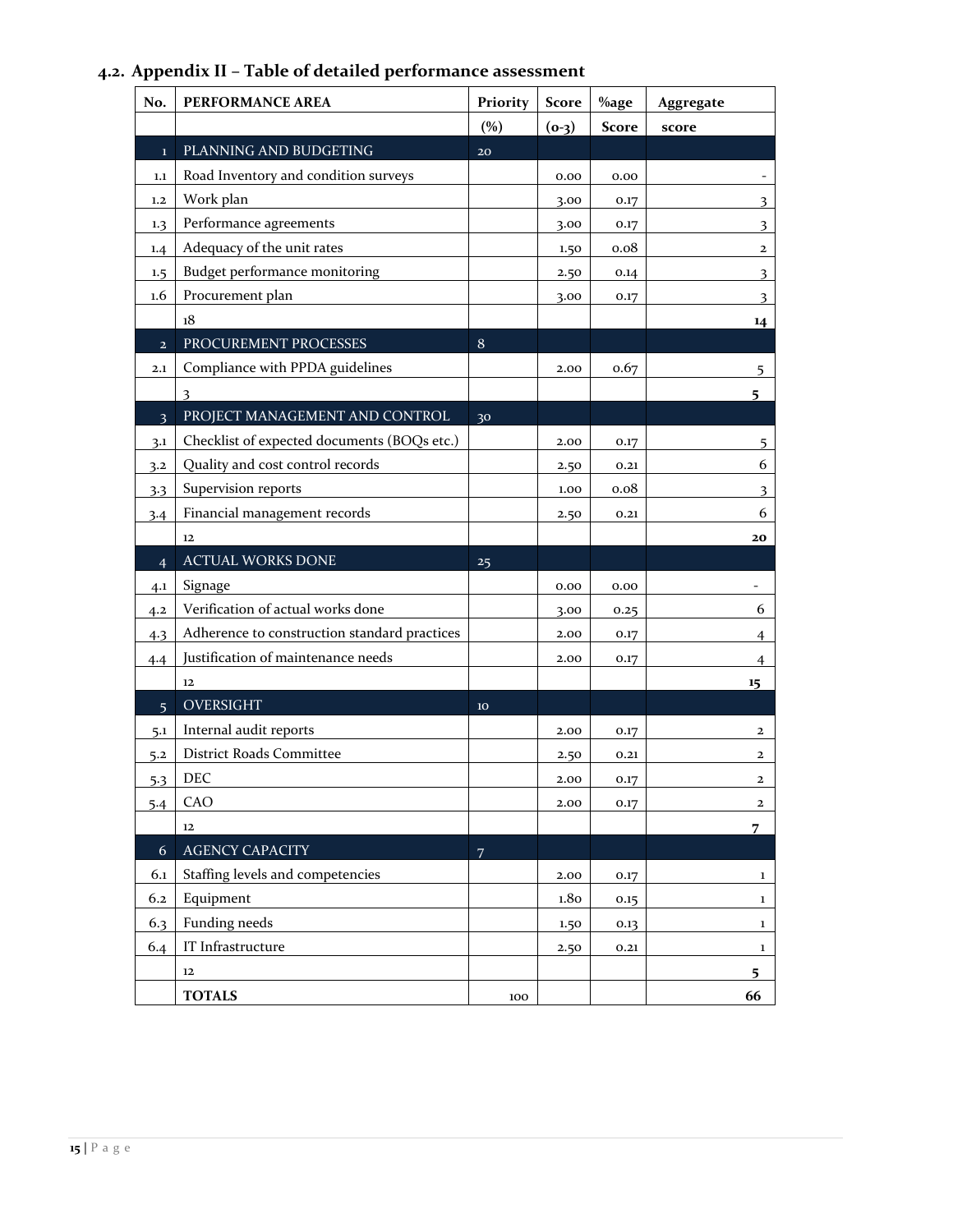## 4.2. Appendix II – Table of detailed performance assessment

| No. | PERFORMANCE AREA | Priority (%) | Score (0-3) | %age Score | Aggregate score |
|---|---|---|---|---|---|
| 1 | PLANNING AND BUDGETING | 20 | | | |
| 1.1 | Road Inventory and condition surveys | | 0.00 | 0.00 | - |
| 1.2 | Work plan | | 3.00 | 0.17 | 3 |
| 1.3 | Performance agreements | | 3.00 | 0.17 | 3 |
| 1.4 | Adequacy of the unit rates | | 1.50 | 0.08 | 2 |
| 1.5 | Budget performance monitoring | | 2.50 | 0.14 | 3 |
| 1.6 | Procurement plan | | 3.00 | 0.17 | 3 |
| | 18 | | | | **14** |
| 2 | PROCUREMENT PROCESSES | 8 | | | |
| 2.1 | Compliance with PPDA guidelines | | 2.00 | 0.67 | 5 |
| | 3 | | | | **5** |
| 3 | PROJECT MANAGEMENT AND CONTROL | 30 | | | |
| 3.1 | Checklist of expected documents (BOQs etc.) | | 2.00 | 0.17 | 5 |
| 3.2 | Quality and cost control records | | 2.50 | 0.21 | 6 |
| 3.3 | Supervision reports | | 1.00 | 0.08 | 3 |
| 3.4 | Financial management records | | 2.50 | 0.21 | 6 |
| | 12 | | | | **20** |
| 4 | ACTUAL WORKS DONE | 25 | | | |
| 4.1 | Signage | | 0.00 | 0.00 | - |
| 4.2 | Verification of actual works done | | 3.00 | 0.25 | 6 |
| 4.3 | Adherence to construction standard practices | | 2.00 | 0.17 | 4 |
| 4.4 | Justification of maintenance needs | | 2.00 | 0.17 | 4 |
| | 12 | | | | **15** |
| 5 | OVERSIGHT | 10 | | | |
| 5.1 | Internal audit reports | | 2.00 | 0.17 | 2 |
| 5.2 | District Roads Committee | | 2.50 | 0.21 | 2 |
| 5.3 | DEC | | 2.00 | 0.17 | 2 |
| 5.4 | CAO | | 2.00 | 0.17 | 2 |
| | 12 | | | | **7** |
| 6 | AGENCY CAPACITY | 7 | | | |
| 6.1 | Staffing levels and competencies | | 2.00 | 0.17 | 1 |
| 6.2 | Equipment | | 1.80 | 0.15 | 1 |
| 6.3 | Funding needs | | 1.50 | 0.13 | 1 |
| 6.4 | IT Infrastructure | | 2.50 | 0.21 | 1 |
| | 12 | | | | **5** |
| | **TOTALS** | 100 | | | **66** |